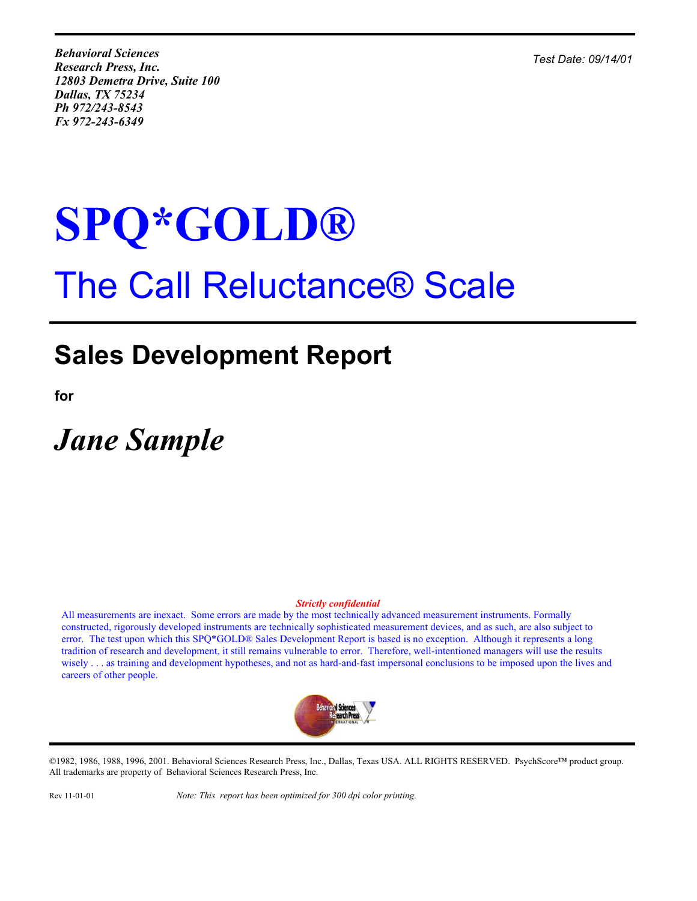***Behavioral Sciences Research Press, Inc.***
***12803 Demetra Drive, Suite 100***
***Dallas, TX 75234***
***Ph 972/243-8543***
***Fx 972-243-6349***

*Test Date: 09/14/01*

# SPQ*GOLD®

# The Call Reluctance® Scale

## Sales Development Report

**for**

## *Jane Sample*

***Strictly confidential***

All measurements are inexact. Some errors are made by the most technically advanced measurement instruments. Formally constructed, rigorously developed instruments are technically sophisticated measurement devices, and as such, are also subject to error. The test upon which this SPQ*GOLD® Sales Development Report is based is no exception. Although it represents a long tradition of research and development, it still remains vulnerable to error. Therefore, well-intentioned managers will use the results wisely . . . as training and development hypotheses, and not as hard-and-fast impersonal conclusions to be imposed upon the lives and careers of other people.

©1982, 1986, 1988, 1996, 2001. Behavioral Sciences Research Press, Inc., Dallas, Texas USA. ALL RIGHTS RESERVED. PsychScore™ product group. All trademarks are property of Behavioral Sciences Research Press, Inc.

Rev 11-01-01 *Note: This report has been optimized for 300 dpi color printing.*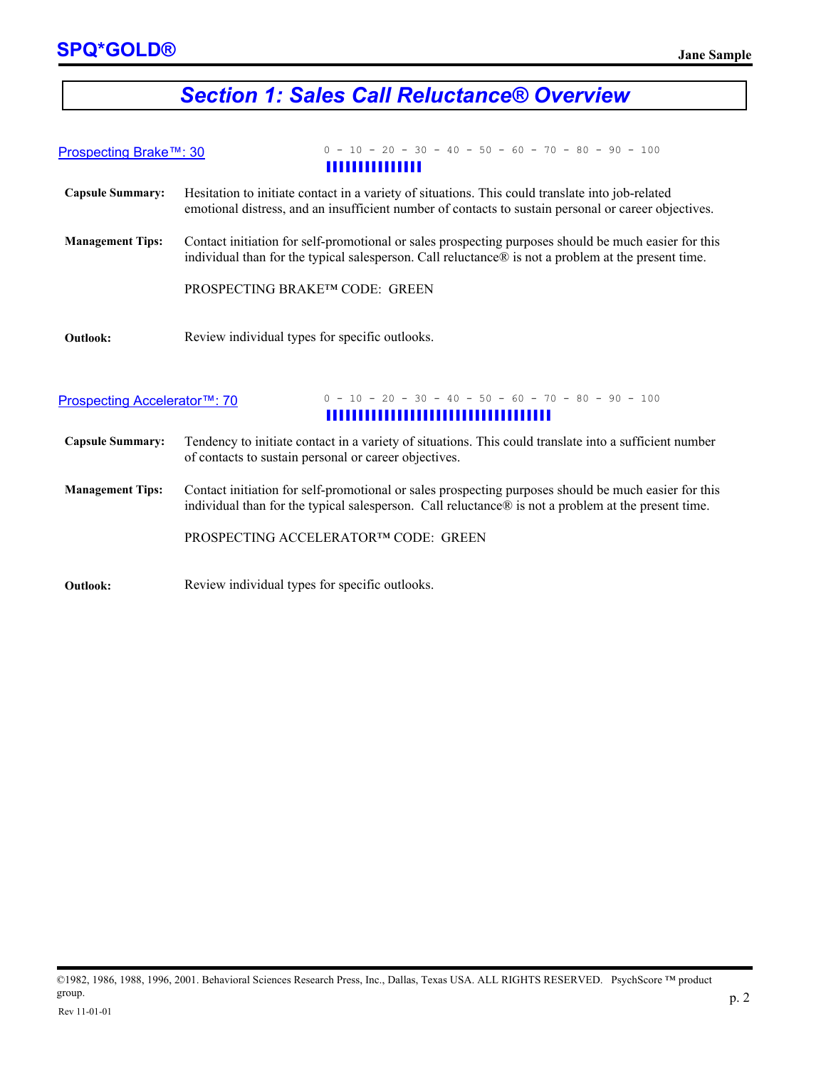# Section 1: Sales Call Reluctance® Overview

## Prospecting Brake™: 30

0 - 10 - 20 - 30 - 40 - 50 - 60 - 70 - 80 - 90 - 100

**Capsule Summary:** Hesitation to initiate contact in a variety of situations. This could translate into job-related emotional distress, and an insufficient number of contacts to sustain personal or career objectives.

**Management Tips:** Contact initiation for self-promotional or sales prospecting purposes should be much easier for this individual than for the typical salesperson. Call reluctance® is not a problem at the present time.

PROSPECTING BRAKE™ CODE: GREEN

**Outlook:** Review individual types for specific outlooks.

## Prospecting Accelerator™: 70

0 - 10 - 20 - 30 - 40 - 50 - 60 - 70 - 80 - 90 - 100

**Capsule Summary:** Tendency to initiate contact in a variety of situations. This could translate into a sufficient number of contacts to sustain personal or career objectives.

**Management Tips:** Contact initiation for self-promotional or sales prospecting purposes should be much easier for this individual than for the typical salesperson. Call reluctance® is not a problem at the present time.

PROSPECTING ACCELERATOR™ CODE: GREEN

**Outlook:** Review individual types for specific outlooks.

©1982, 1986, 1988, 1996, 2001. Behavioral Sciences Research Press, Inc., Dallas, Texas USA. ALL RIGHTS RESERVED. PsychScore ™ product group.

Rev 11-01-01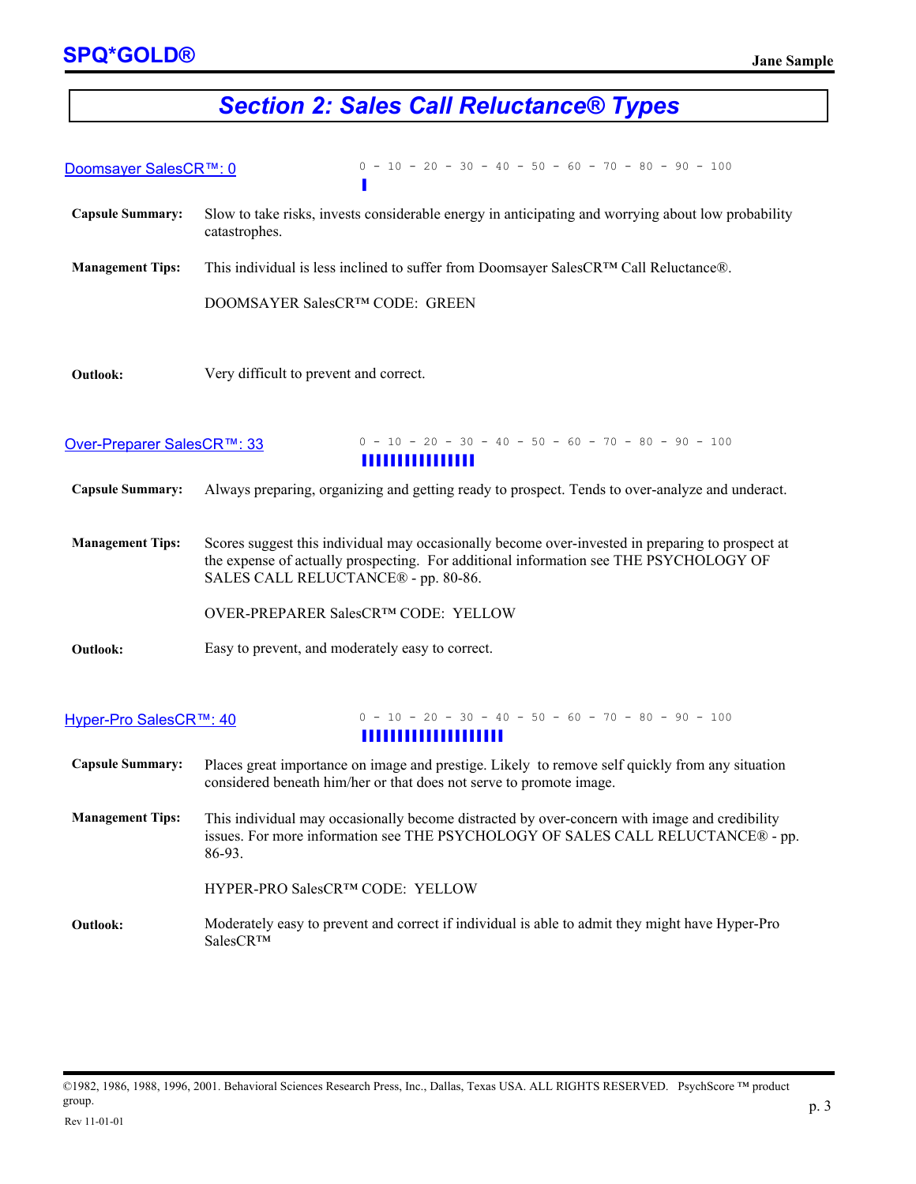# Section 2: Sales Call Reluctance® Types

## Doomsayer SalesCR™: 0

0 - 10 - 20 - 30 - 40 - 50 - 60 - 70 - 80 - 90 - 100

**Capsule Summary:** Slow to take risks, invests considerable energy in anticipating and worrying about low probability catastrophes.

**Management Tips:** This individual is less inclined to suffer from Doomsayer SalesCR™ Call Reluctance®.

DOOMSAYER SalesCR™ CODE: GREEN

**Outlook:** Very difficult to prevent and correct.

## Over-Preparer SalesCR™: 33

0 - 10 - 20 - 30 - 40 - 50 - 60 - 70 - 80 - 90 - 100

**Capsule Summary:** Always preparing, organizing and getting ready to prospect. Tends to over-analyze and underact.

**Management Tips:** Scores suggest this individual may occasionally become over-invested in preparing to prospect at the expense of actually prospecting. For additional information see THE PSYCHOLOGY OF SALES CALL RELUCTANCE® - pp. 80-86.

OVER-PREPARER SalesCR™ CODE: YELLOW

**Outlook:** Easy to prevent, and moderately easy to correct.

## Hyper-Pro SalesCR™: 40

0 - 10 - 20 - 30 - 40 - 50 - 60 - 70 - 80 - 90 - 100

**Capsule Summary:** Places great importance on image and prestige. Likely to remove self quickly from any situation considered beneath him/her or that does not serve to promote image.

**Management Tips:** This individual may occasionally become distracted by over-concern with image and credibility issues. For more information see THE PSYCHOLOGY OF SALES CALL RELUCTANCE® - pp. 86-93.

HYPER-PRO SalesCR™ CODE: YELLOW

**Outlook:** Moderately easy to prevent and correct if individual is able to admit they might have Hyper-Pro SalesCR™

©1982, 1986, 1988, 1996, 2001. Behavioral Sciences Research Press, Inc., Dallas, Texas USA. ALL RIGHTS RESERVED. PsychScore ™ product group.

Rev 11-01-01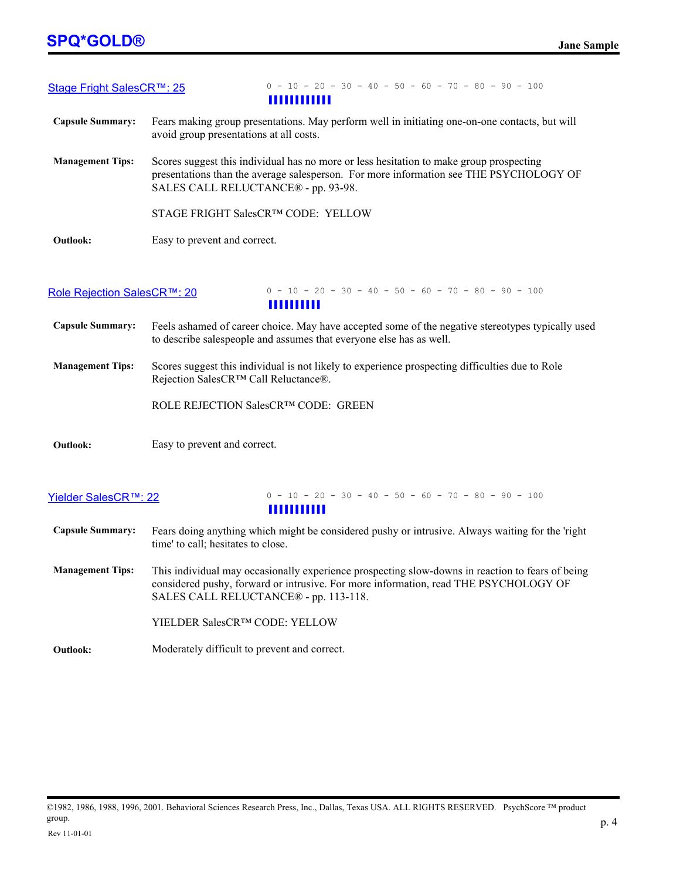## Stage Fright SalesCR™: 25

0 - 10 - 20 - 30 - 40 - 50 - 60 - 70 - 80 - 90 - 100

**Capsule Summary:** Fears making group presentations. May perform well in initiating one-on-one contacts, but will avoid group presentations at all costs.

**Management Tips:** Scores suggest this individual has no more or less hesitation to make group prospecting presentations than the average salesperson. For more information see THE PSYCHOLOGY OF SALES CALL RELUCTANCE® - pp. 93-98.

STAGE FRIGHT SalesCR™ CODE: YELLOW

**Outlook:** Easy to prevent and correct.

## Role Rejection SalesCR™: 20

0 - 10 - 20 - 30 - 40 - 50 - 60 - 70 - 80 - 90 - 100

**Capsule Summary:** Feels ashamed of career choice. May have accepted some of the negative stereotypes typically used to describe salespeople and assumes that everyone else has as well.

**Management Tips:** Scores suggest this individual is not likely to experience prospecting difficulties due to Role Rejection SalesCR™ Call Reluctance®.

ROLE REJECTION SalesCR™ CODE: GREEN

**Outlook:** Easy to prevent and correct.

## Yielder SalesCR™: 22

0 - 10 - 20 - 30 - 40 - 50 - 60 - 70 - 80 - 90 - 100

**Capsule Summary:** Fears doing anything which might be considered pushy or intrusive. Always waiting for the 'right time' to call; hesitates to close.

**Management Tips:** This individual may occasionally experience prospecting slow-downs in reaction to fears of being considered pushy, forward or intrusive. For more information, read THE PSYCHOLOGY OF SALES CALL RELUCTANCE® - pp. 113-118.

YIELDER SalesCR™ CODE: YELLOW

**Outlook:** Moderately difficult to prevent and correct.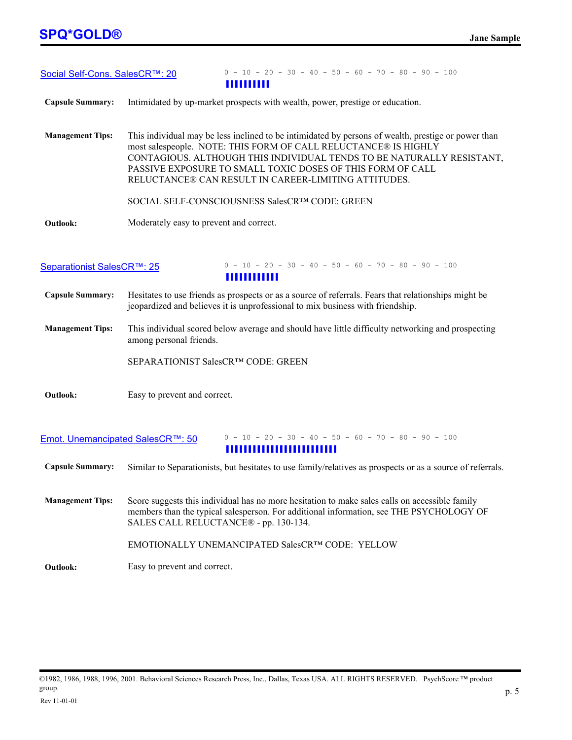## Social Self-Cons. SalesCR™: 20

0 - 10 - 20 - 30 - 40 - 50 - 60 - 70 - 80 - 90 - 100

**Capsule Summary:** Intimidated by up-market prospects with wealth, power, prestige or education.

**Management Tips:** This individual may be less inclined to be intimidated by persons of wealth, prestige or power than most salespeople. NOTE: THIS FORM OF CALL RELUCTANCE® IS HIGHLY CONTAGIOUS. ALTHOUGH THIS INDIVIDUAL TENDS TO BE NATURALLY RESISTANT, PASSIVE EXPOSURE TO SMALL TOXIC DOSES OF THIS FORM OF CALL RELUCTANCE® CAN RESULT IN CAREER-LIMITING ATTITUDES.

SOCIAL SELF-CONSCIOUSNESS SalesCR™ CODE: GREEN

**Outlook:** Moderately easy to prevent and correct.

## Separationist SalesCR™: 25

0 - 10 - 20 - 30 - 40 - 50 - 60 - 70 - 80 - 90 - 100

**Capsule Summary:** Hesitates to use friends as prospects or as a source of referrals. Fears that relationships might be jeopardized and believes it is unprofessional to mix business with friendship.

**Management Tips:** This individual scored below average and should have little difficulty networking and prospecting among personal friends.

SEPARATIONIST SalesCR™ CODE: GREEN

**Outlook:** Easy to prevent and correct.

## Emot. Unemancipated SalesCR™: 50

0 - 10 - 20 - 30 - 40 - 50 - 60 - 70 - 80 - 90 - 100

**Capsule Summary:** Similar to Separationists, but hesitates to use family/relatives as prospects or as a source of referrals.

**Management Tips:** Score suggests this individual has no more hesitation to make sales calls on accessible family members than the typical salesperson. For additional information, see THE PSYCHOLOGY OF SALES CALL RELUCTANCE® - pp. 130-134.

EMOTIONALLY UNEMANCIPATED SalesCR™ CODE: YELLOW

**Outlook:** Easy to prevent and correct.

©1982, 1986, 1988, 1996, 2001. Behavioral Sciences Research Press, Inc., Dallas, Texas USA. ALL RIGHTS RESERVED. PsychScore ™ product group.

Rev 11-01-01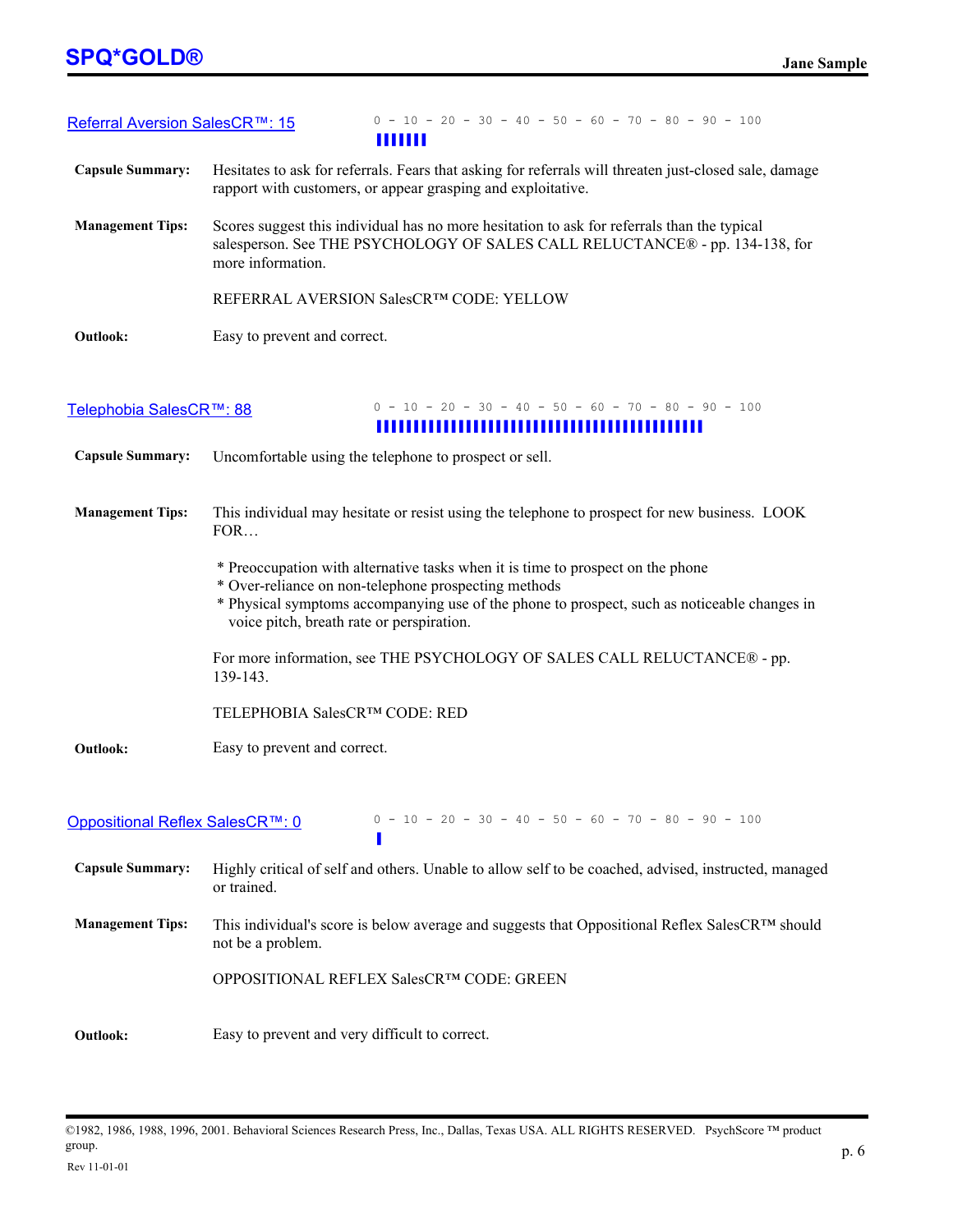## Referral Aversion SalesCR™: 15

0 - 10 - 20 - 30 - 40 - 50 - 60 - 70 - 80 - 90 - 100

**Capsule Summary:** Hesitates to ask for referrals. Fears that asking for referrals will threaten just-closed sale, damage rapport with customers, or appear grasping and exploitative.

**Management Tips:** Scores suggest this individual has no more hesitation to ask for referrals than the typical salesperson. See THE PSYCHOLOGY OF SALES CALL RELUCTANCE® - pp. 134-138, for more information.

REFERRAL AVERSION SalesCR™ CODE: YELLOW

**Outlook:** Easy to prevent and correct.

## Telephobia SalesCR™: 88

0 - 10 - 20 - 30 - 40 - 50 - 60 - 70 - 80 - 90 - 100

**Capsule Summary:** Uncomfortable using the telephone to prospect or sell.

**Management Tips:** This individual may hesitate or resist using the telephone to prospect for new business. LOOK FOR…

* Preoccupation with alternative tasks when it is time to prospect on the phone
* Over-reliance on non-telephone prospecting methods
* Physical symptoms accompanying use of the phone to prospect, such as noticeable changes in voice pitch, breath rate or perspiration.

For more information, see THE PSYCHOLOGY OF SALES CALL RELUCTANCE® - pp. 139-143.

TELEPHOBIA SalesCR™ CODE: RED

**Outlook:** Easy to prevent and correct.

## Oppositional Reflex SalesCR™: 0

0 - 10 - 20 - 30 - 40 - 50 - 60 - 70 - 80 - 90 - 100

**Capsule Summary:** Highly critical of self and others. Unable to allow self to be coached, advised, instructed, managed or trained.

**Management Tips:** This individual's score is below average and suggests that Oppositional Reflex SalesCR™ should not be a problem.

OPPOSITIONAL REFLEX SalesCR™ CODE: GREEN

**Outlook:** Easy to prevent and very difficult to correct.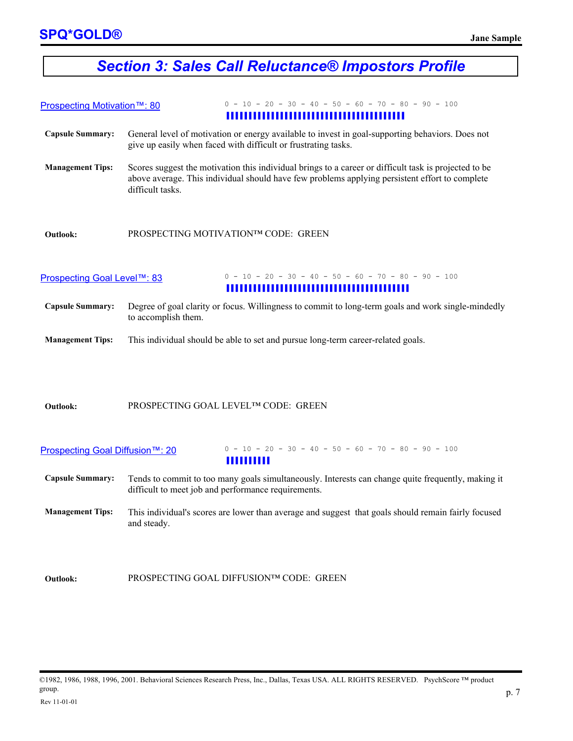# Section 3: Sales Call Reluctance® Impostors Profile

## Prospecting Motivation™: 80

0 - 10 - 20 - 30 - 40 - 50 - 60 - 70 - 80 - 90 - 100

**Capsule Summary:** General level of motivation or energy available to invest in goal-supporting behaviors. Does not give up easily when faced with difficult or frustrating tasks.

**Management Tips:** Scores suggest the motivation this individual brings to a career or difficult task is projected to be above average. This individual should have few problems applying persistent effort to complete difficult tasks.

**Outlook:** PROSPECTING MOTIVATION™ CODE: GREEN

## Prospecting Goal Level™: 83

0 - 10 - 20 - 30 - 40 - 50 - 60 - 70 - 80 - 90 - 100

**Capsule Summary:** Degree of goal clarity or focus. Willingness to commit to long-term goals and work single-mindedly to accomplish them.

**Management Tips:** This individual should be able to set and pursue long-term career-related goals.

**Outlook:** PROSPECTING GOAL LEVEL™ CODE: GREEN

## Prospecting Goal Diffusion™: 20

0 - 10 - 20 - 30 - 40 - 50 - 60 - 70 - 80 - 90 - 100

**Capsule Summary:** Tends to commit to too many goals simultaneously. Interests can change quite frequently, making it difficult to meet job and performance requirements.

**Management Tips:** This individual's scores are lower than average and suggest that goals should remain fairly focused and steady.

**Outlook:** PROSPECTING GOAL DIFFUSION™ CODE: GREEN

©1982, 1986, 1988, 1996, 2001. Behavioral Sciences Research Press, Inc., Dallas, Texas USA. ALL RIGHTS RESERVED. PsychScore ™ product group.

Rev 11-01-01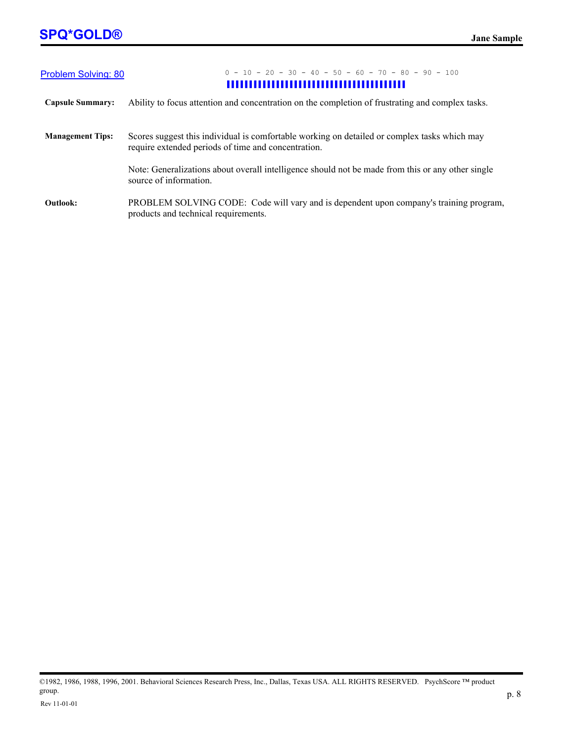## Problem Solving: 80

0 - 10 - 20 - 30 - 40 - 50 - 60 - 70 - 80 - 90 - 100

**Capsule Summary:** Ability to focus attention and concentration on the completion of frustrating and complex tasks.

**Management Tips:** Scores suggest this individual is comfortable working on detailed or complex tasks which may require extended periods of time and concentration.

Note: Generalizations about overall intelligence should not be made from this or any other single source of information.

**Outlook:** PROBLEM SOLVING CODE: Code will vary and is dependent upon company's training program, products and technical requirements.

©1982, 1986, 1988, 1996, 2001. Behavioral Sciences Research Press, Inc., Dallas, Texas USA. ALL RIGHTS RESERVED. PsychScore ™ product group.

Rev 11-01-01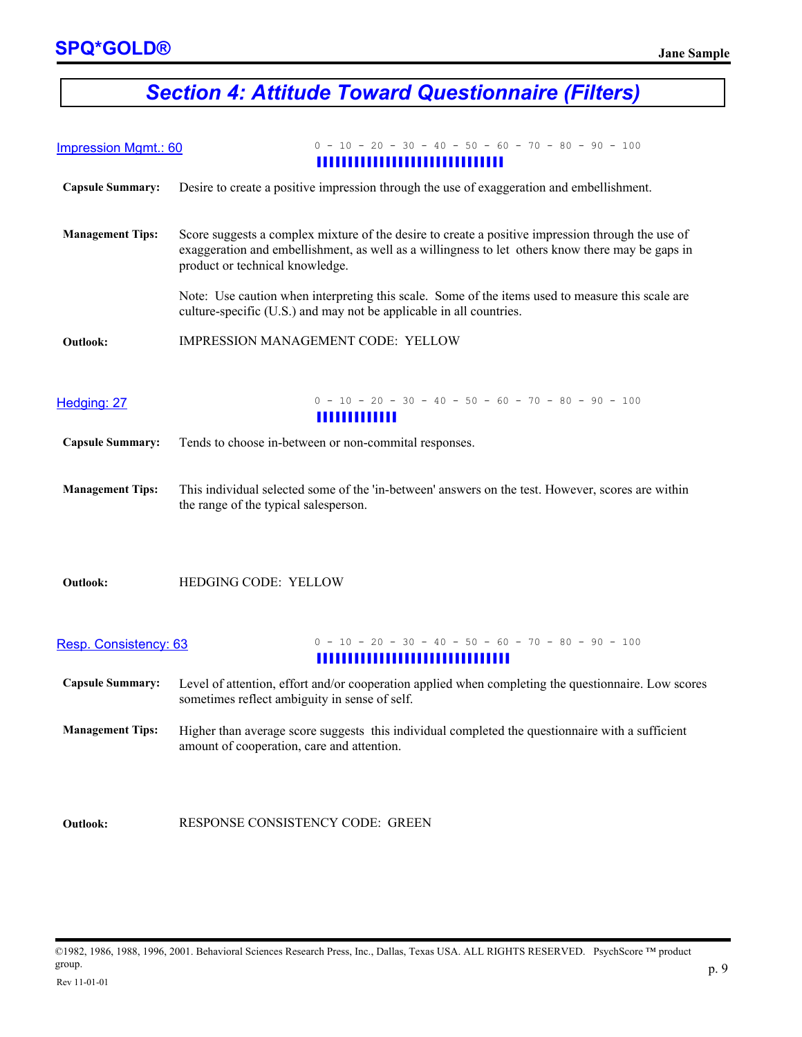# Section 4: Attitude Toward Questionnaire (Filters)

## Impression Mgmt.: 60

0 - 10 - 20 - 30 - 40 - 50 - 60 - 70 - 80 - 90 - 100

**Capsule Summary:** Desire to create a positive impression through the use of exaggeration and embellishment.

**Management Tips:** Score suggests a complex mixture of the desire to create a positive impression through the use of exaggeration and embellishment, as well as a willingness to let others know there may be gaps in product or technical knowledge.

Note: Use caution when interpreting this scale. Some of the items used to measure this scale are culture-specific (U.S.) and may not be applicable in all countries.

**Outlook:** IMPRESSION MANAGEMENT CODE: YELLOW

## Hedging: 27

0 - 10 - 20 - 30 - 40 - 50 - 60 - 70 - 80 - 90 - 100

**Capsule Summary:** Tends to choose in-between or non-commital responses.

**Management Tips:** This individual selected some of the 'in-between' answers on the test. However, scores are within the range of the typical salesperson.

**Outlook:** HEDGING CODE: YELLOW

## Resp. Consistency: 63

0 - 10 - 20 - 30 - 40 - 50 - 60 - 70 - 80 - 90 - 100

**Capsule Summary:** Level of attention, effort and/or cooperation applied when completing the questionnaire. Low scores sometimes reflect ambiguity in sense of self.

**Management Tips:** Higher than average score suggests this individual completed the questionnaire with a sufficient amount of cooperation, care and attention.

**Outlook:** RESPONSE CONSISTENCY CODE: GREEN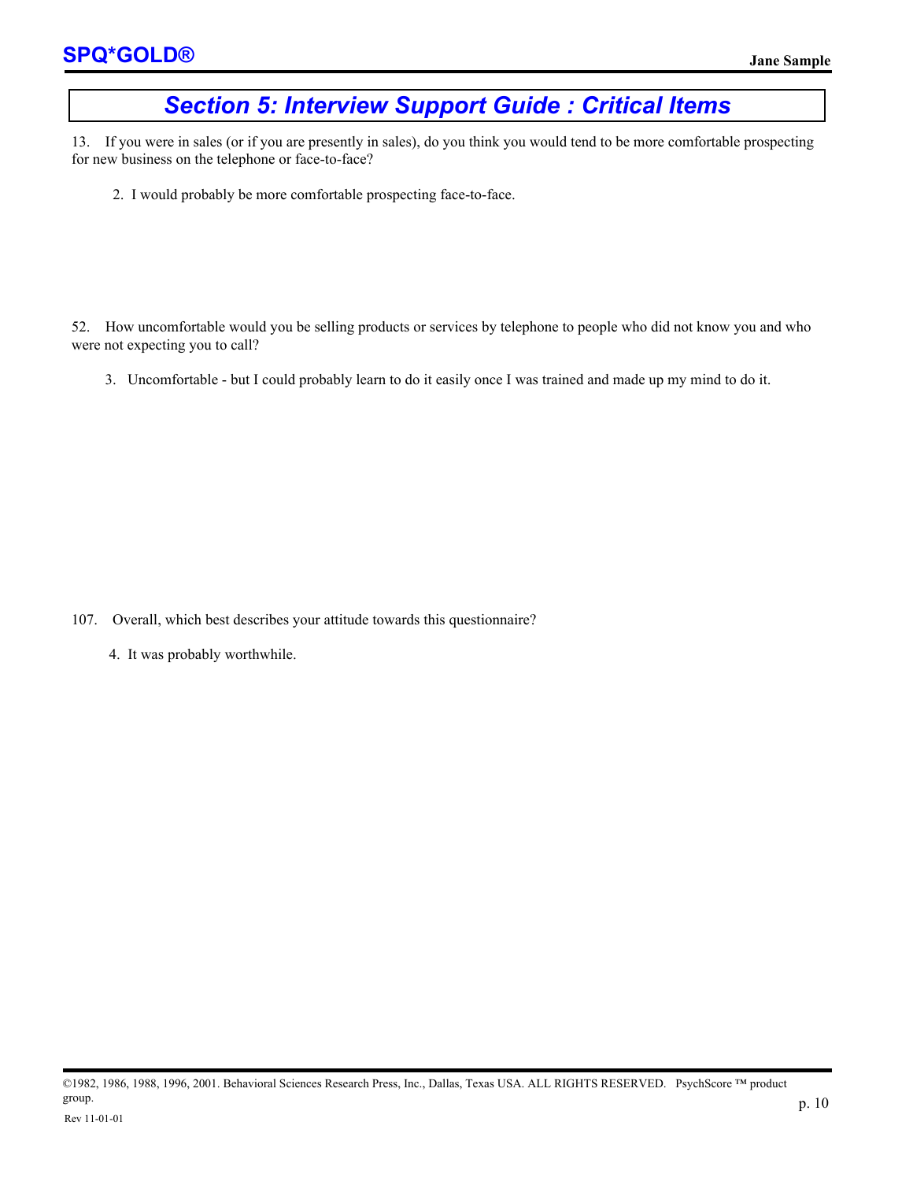# Section 5: Interview Support Guide : Critical Items

13. If you were in sales (or if you are presently in sales), do you think you would tend to be more comfortable prospecting for new business on the telephone or face-to-face?

  2. I would probably be more comfortable prospecting face-to-face.

52. How uncomfortable would you be selling products or services by telephone to people who did not know you and who were not expecting you to call?

  3. Uncomfortable - but I could probably learn to do it easily once I was trained and made up my mind to do it.

107. Overall, which best describes your attitude towards this questionnaire?

  4. It was probably worthwhile.

©1982, 1986, 1988, 1996, 2001. Behavioral Sciences Research Press, Inc., Dallas, Texas USA. ALL RIGHTS RESERVED. PsychScore ™ product group.

Rev 11-01-01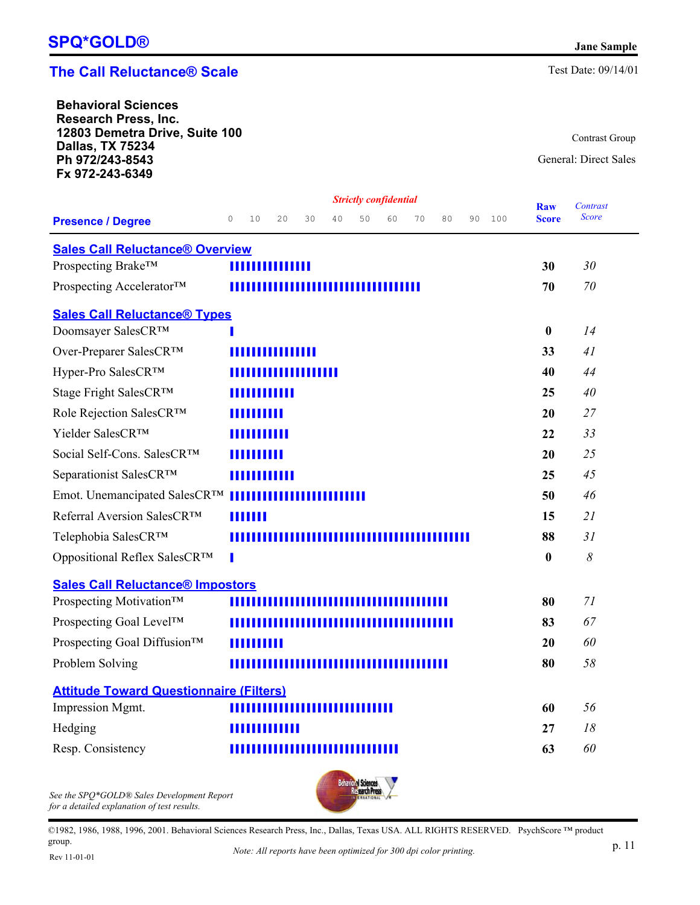# SPQ*GOLD®

**Jane Sample**

## The Call Reluctance® Scale

Test Date: 09/14/01

**Behavioral Sciences Research Press, Inc.**
**12803 Demetra Drive, Suite 100**
**Dallas, TX 75234**
**Ph 972/243-8543**
**Fx 972-243-6349**

Contrast Group

General: Direct Sales

*Strictly confidential*

| Presence / Degree | Raw Score | *Contrast Score* |
|---|---|---|
| **Sales Call Reluctance® Overview** | | |
| Prospecting Brake™ | **30** | *30* |
| Prospecting Accelerator™ | **70** | *70* |
| **Sales Call Reluctance® Types** | | |
| Doomsayer SalesCR™ | **0** | *14* |
| Over-Preparer SalesCR™ | **33** | *41* |
| Hyper-Pro SalesCR™ | **40** | *44* |
| Stage Fright SalesCR™ | **25** | *40* |
| Role Rejection SalesCR™ | **20** | *27* |
| Yielder SalesCR™ | **22** | *33* |
| Social Self-Cons. SalesCR™ | **20** | *25* |
| Separationist SalesCR™ | **25** | *45* |
| Emot. Unemancipated SalesCR™ | **50** | *46* |
| Referral Aversion SalesCR™ | **15** | *21* |
| Telephobia SalesCR™ | **88** | *31* |
| Oppositional Reflex SalesCR™ | **0** | *8* |
| **Sales Call Reluctance® Impostors** | | |
| Prospecting Motivation™ | **80** | *71* |
| Prospecting Goal Level™ | **83** | *67* |
| Prospecting Goal Diffusion™ | **20** | *60* |
| Problem Solving | **80** | *58* |
| **Attitude Toward Questionnaire (Filters)** | | |
| Impression Mgmt. | **60** | *56* |
| Hedging | **27** | *18* |
| Resp. Consistency | **63** | *60* |

*See the SPQ*GOLD® Sales Development Report for a detailed explanation of test results.*

©1982, 1986, 1988, 1996, 2001. Behavioral Sciences Research Press, Inc., Dallas, Texas USA. ALL RIGHTS RESERVED. PsychScore ™ product group.

Rev 11-01-01

*Note: All reports have been optimized for 300 dpi color printing.*